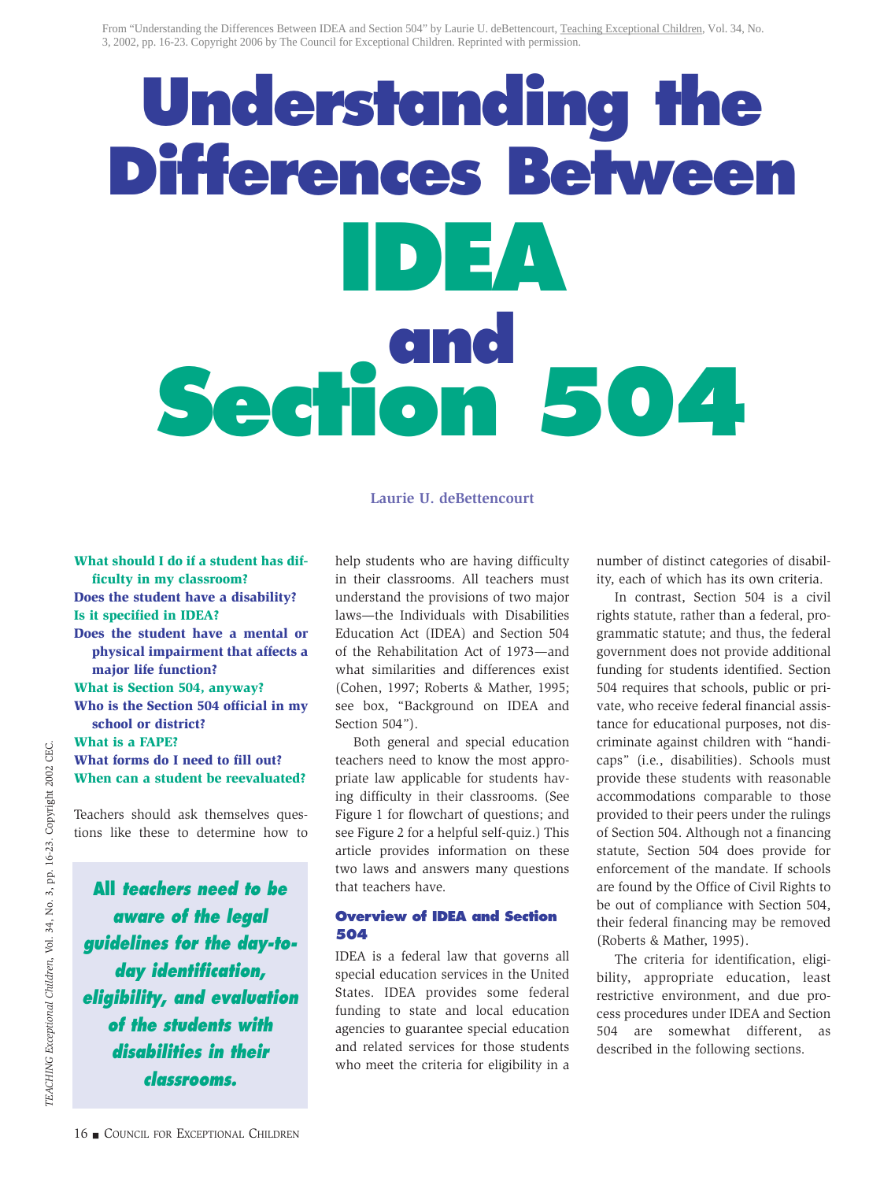From "Understanding the Differences Between IDEA and Section 504" by Laurie U. deBettencourt, Teaching Exceptional Children, Vol. 34, No. 3, 2002, pp. 16-23. Copyright 2006 by The Council for Exceptional Children. Reprinted with permission.

# Understanding the Differences Between IDEA and Section 504

**Laurie U. deBettencourt**

**What should I do if a student has difficulty in my classroom?**
**Does the student have a disability?**
**Is it specified in IDEA?**
**Does the student have a mental or physical impairment that affects a major life function?**
**What is Section 504, anyway?**
**Who is the Section 504 official in my school or district?**
**What is a FAPE?**
**What forms do I need to fill out?**
**When can a student be reevaluated?**

Teachers should ask themselves questions like these to determine how to help students who are having difficulty in their classrooms. All teachers must understand the provisions of two major laws—the Individuals with Disabilities Education Act (IDEA) and Section 504 of the Rehabilitation Act of 1973—and what similarities and differences exist (Cohen, 1997; Roberts & Mather, 1995; see box, "Background on IDEA and Section 504").

> ***All teachers need to be aware of the legal guidelines for the day-to-day identification, eligibility, and evaluation of the students with disabilities in their classrooms.***

Both general and special education teachers need to know the most appropriate law applicable for students having difficulty in their classrooms. (See Figure 1 for flowchart of questions; and see Figure 2 for a helpful self-quiz.) This article provides information on these two laws and answers many questions that teachers have.

## Overview of IDEA and Section 504

IDEA is a federal law that governs all special education services in the United States. IDEA provides some federal funding to state and local education agencies to guarantee special education and related services for those students who meet the criteria for eligibility in a number of distinct categories of disability, each of which has its own criteria.

In contrast, Section 504 is a civil rights statute, rather than a federal, programmatic statute; and thus, the federal government does not provide additional funding for students identified. Section 504 requires that schools, public or private, who receive federal financial assistance for educational purposes, not discriminate against children with "handicaps" (i.e., disabilities). Schools must provide these students with reasonable accommodations comparable to those provided to their peers under the rulings of Section 504. Although not a financing statute, Section 504 does provide for enforcement of the mandate. If schools are found by the Office of Civil Rights to be out of compliance with Section 504, their federal financing may be removed (Roberts & Mather, 1995).

The criteria for identification, eligibility, appropriate education, least restrictive environment, and due process procedures under IDEA and Section 504 are somewhat different, as described in the following sections.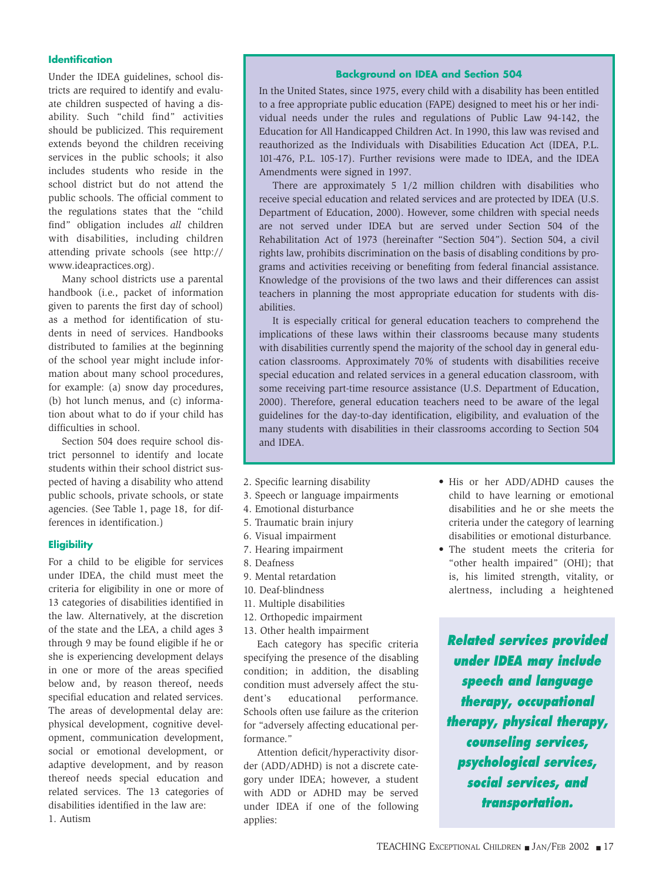## Identification

Under the IDEA guidelines, school districts are required to identify and evaluate children suspected of having a disability. Such "child find" activities should be publicized. This requirement extends beyond the children receiving services in the public schools; it also includes students who reside in the school district but do not attend the public schools. The official comment to the regulations states that the "child find" obligation includes *all* children with disabilities, including children attending private schools (see http://www.ideapractices.org).

Many school districts use a parental handbook (i.e., packet of information given to parents the first day of school) as a method for identification of students in need of services. Handbooks distributed to families at the beginning of the school year might include information about many school procedures, for example: (a) snow day procedures, (b) hot lunch menus, and (c) information about what to do if your child has difficulties in school.

Section 504 does require school district personnel to identify and locate students within their school district suspected of having a disability who attend public schools, private schools, or state agencies. (See Table 1, page 18, for differences in identification.)

## Eligibility

For a child to be eligible for services under IDEA, the child must meet the criteria for eligibility in one or more of 13 categories of disabilities identified in the law. Alternatively, at the discretion of the state and the LEA, a child ages 3 through 9 may be found eligible if he or she is experiencing development delays in one or more of the areas specified below and, by reason thereof, needs specifial education and related services. The areas of developmental delay are: physical development, cognitive development, communication development, social or emotional development, or adaptive development, and by reason thereof needs special education and related services. The 13 categories of disabilities identified in the law are:

1. Autism
2. Specific learning disability
3. Speech or language impairments
4. Emotional disturbance
5. Traumatic brain injury
6. Visual impairment
7. Hearing impairment
8. Deafness
9. Mental retardation
10. Deaf-blindness
11. Multiple disabilities
12. Orthopedic impairment
13. Other health impairment

Each category has specific criteria specifying the presence of the disabling condition; in addition, the disabling condition must adversely affect the student's educational performance. Schools often use failure as the criterion for "adversely affecting educational performance."

Attention deficit/hyperactivity disorder (ADD/ADHD) is not a discrete category under IDEA; however, a student with ADD or ADHD may be served under IDEA if one of the following applies:

- His or her ADD/ADHD causes the child to have learning or emotional disabilities and he or she meets the criteria under the category of learning disabilities or emotional disturbance.
- The student meets the criteria for "other health impaired" (OHI); that is, his limited strength, vitality, or alertness, including a heightened

> ### Background on IDEA and Section 504
>
> In the United States, since 1975, every child with a disability has been entitled to a free appropriate public education (FAPE) designed to meet his or her individual needs under the rules and regulations of Public Law 94-142, the Education for All Handicapped Children Act. In 1990, this law was revised and reauthorized as the Individuals with Disabilities Education Act (IDEA, P.L. 101-476, P.L. 105-17). Further revisions were made to IDEA, and the IDEA Amendments were signed in 1997.
>
> There are approximately 5 1/2 million children with disabilities who receive special education and related services and are protected by IDEA (U.S. Department of Education, 2000). However, some children with special needs are not served under IDEA but are served under Section 504 of the Rehabilitation Act of 1973 (hereinafter "Section 504"). Section 504, a civil rights law, prohibits discrimination on the basis of disabling conditions by programs and activities receiving or benefiting from federal financial assistance. Knowledge of the provisions of the two laws and their differences can assist teachers in planning the most appropriate education for students with disabilities.
>
> It is especially critical for general education teachers to comprehend the implications of these laws within their classrooms because many students with disabilities currently spend the majority of the school day in general education classrooms. Approximately 70% of students with disabilities receive special education and related services in a general education classroom, with some receiving part-time resource assistance (U.S. Department of Education, 2000). Therefore, general education teachers need to be aware of the legal guidelines for the day-to-day identification, eligibility, and evaluation of the many students with disabilities in their classrooms according to Section 504 and IDEA.

> ***Related services provided under IDEA may include speech and language therapy, occupational therapy, physical therapy, counseling services, psychological services, social services, and transportation.***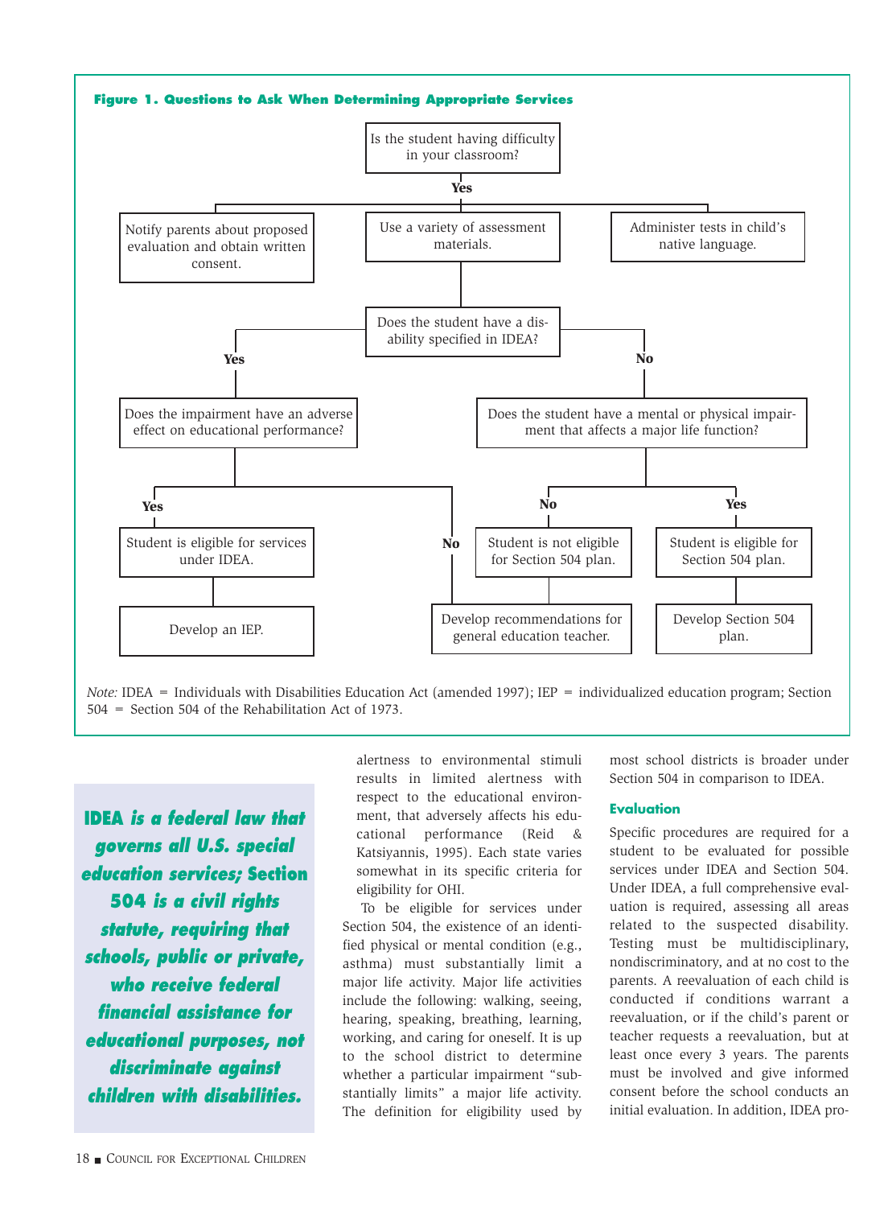**Figure 1. Questions to Ask When Determining Appropriate Services**

- Is the student having difficulty in your classroom?
  - **Yes**
    - Notify parents about proposed evaluation and obtain written consent.
    - Use a variety of assessment materials.
    - Administer tests in child's native language.
    - Does the student have a disability specified in IDEA?
      - **Yes** → Does the impairment have an adverse effect on educational performance?
        - **Yes** → Student is eligible for services under IDEA. → Develop an IEP.
        - **No** → Develop recommendations for general education teacher.
      - **No** → Does the student have a mental or physical impairment that affects a major life function?
        - **No** → Student is not eligible for Section 504 plan. → Develop recommendations for general education teacher.
        - **Yes** → Student is eligible for Section 504 plan. → Develop Section 504 plan.

*Note:* IDEA = Individuals with Disabilities Education Act (amended 1997); IEP = individualized education program; Section 504 = Section 504 of the Rehabilitation Act of 1973.

> ***IDEA is a federal law that governs all U.S. special education services; Section 504 is a civil rights statute, requiring that schools, public or private, who receive federal financial assistance for educational purposes, not discriminate against children with disabilities.***

alertness to environmental stimuli results in limited alertness with respect to the educational environment, that adversely affects his educational performance (Reid & Katsiyannis, 1995). Each state varies somewhat in its specific criteria for eligibility for OHI.

To be eligible for services under Section 504, the existence of an identified physical or mental condition (e.g., asthma) must substantially limit a major life activity. Major life activities include the following: walking, seeing, hearing, speaking, breathing, learning, working, and caring for oneself. It is up to the school district to determine whether a particular impairment "substantially limits" a major life activity. The definition for eligibility used by most school districts is broader under Section 504 in comparison to IDEA.

### Evaluation

Specific procedures are required for a student to be evaluated for possible services under IDEA and Section 504. Under IDEA, a full comprehensive evaluation is required, assessing all areas related to the suspected disability. Testing must be multidisciplinary, nondiscriminatory, and at no cost to the parents. A reevaluation of each child is conducted if conditions warrant a reevaluation, or if the child's parent or teacher requests a reevaluation, but at least once every 3 years. The parents must be involved and give informed consent before the school conducts an initial evaluation. In addition, IDEA pro-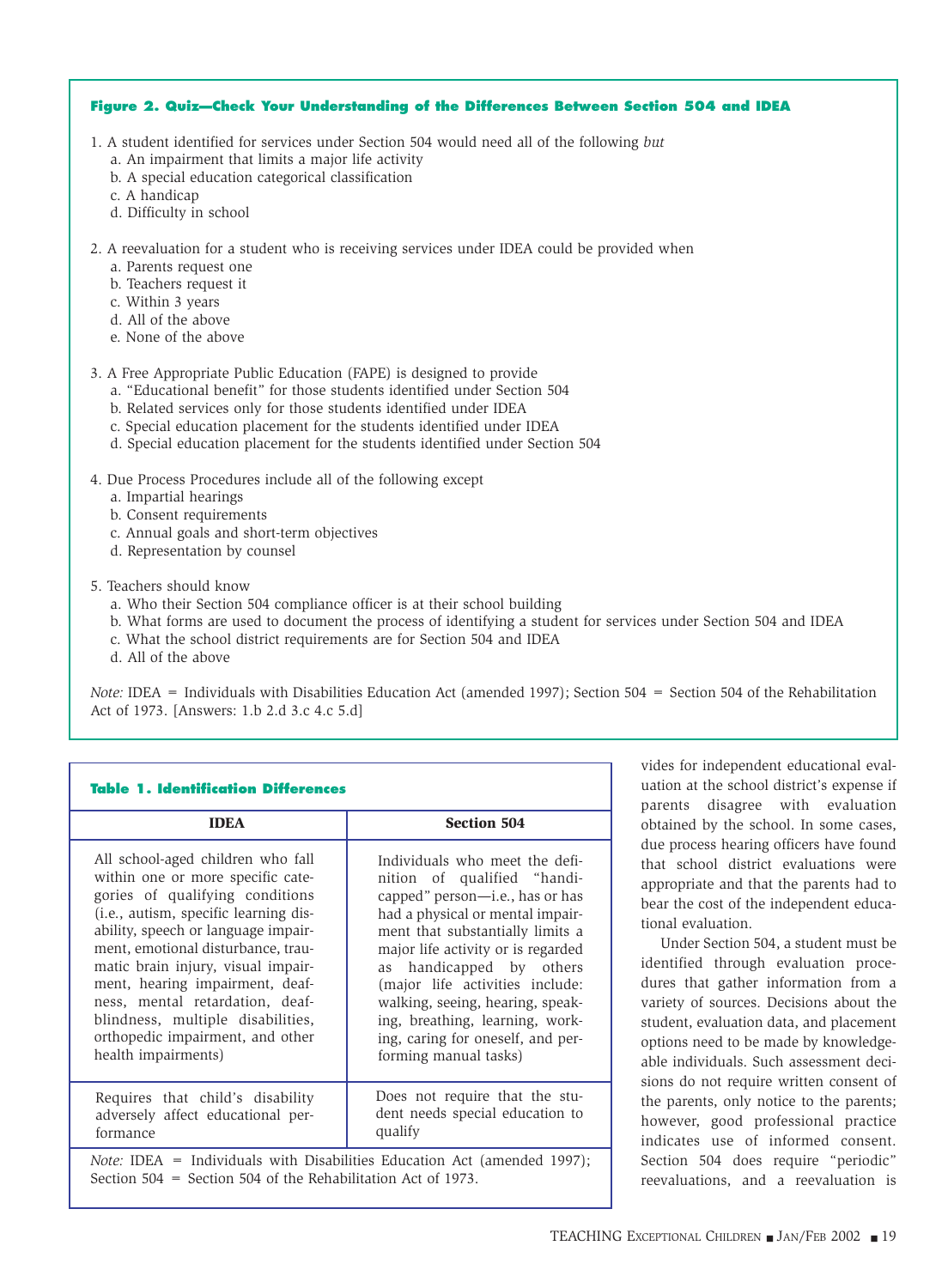**Figure 2. Quiz—Check Your Understanding of the Differences Between Section 504 and IDEA**

1. A student identified for services under Section 504 would need all of the following *but*
   a. An impairment that limits a major life activity
   b. A special education categorical classification
   c. A handicap
   d. Difficulty in school

2. A reevaluation for a student who is receiving services under IDEA could be provided when
   a. Parents request one
   b. Teachers request it
   c. Within 3 years
   d. All of the above
   e. None of the above

3. A Free Appropriate Public Education (FAPE) is designed to provide
   a. "Educational benefit" for those students identified under Section 504
   b. Related services only for those students identified under IDEA
   c. Special education placement for the students identified under IDEA
   d. Special education placement for the students identified under Section 504

4. Due Process Procedures include all of the following except
   a. Impartial hearings
   b. Consent requirements
   c. Annual goals and short-term objectives
   d. Representation by counsel

5. Teachers should know
   a. Who their Section 504 compliance officer is at their school building
   b. What forms are used to document the process of identifying a student for services under Section 504 and IDEA
   c. What the school district requirements are for Section 504 and IDEA
   d. All of the above

*Note:* IDEA = Individuals with Disabilities Education Act (amended 1997); Section 504 = Section 504 of the Rehabilitation Act of 1973. [Answers: 1.b 2.d 3.c 4.c 5.d]

**Table 1. Identification Differences**

| IDEA | Section 504 |
|---|---|
| All school-aged children who fall within one or more specific categories of qualifying conditions (i.e., autism, specific learning disability, speech or language impairment, emotional disturbance, traumatic brain injury, visual impairment, hearing impairment, deafness, mental retardation, deaf-blindness, multiple disabilities, orthopedic impairment, and other health impairments) | Individuals who meet the definition of qualified "handicapped" person—i.e., has or has had a physical or mental impairment that substantially limits a major life activity or is regarded as handicapped by others (major life activities include: walking, seeing, hearing, speaking, breathing, learning, working, caring for oneself, and performing manual tasks) |
| Requires that child's disability adversely affect educational performance | Does not require that the student needs special education to qualify |

*Note:* IDEA = Individuals with Disabilities Education Act (amended 1997); Section 504 = Section 504 of the Rehabilitation Act of 1973.

vides for independent educational evaluation at the school district's expense if parents disagree with evaluation obtained by the school. In some cases, due process hearing officers have found that school district evaluations were appropriate and that the parents had to bear the cost of the independent educational evaluation.

Under Section 504, a student must be identified through evaluation procedures that gather information from a variety of sources. Decisions about the student, evaluation data, and placement options need to be made by knowledgeable individuals. Such assessment decisions do not require written consent of the parents, only notice to the parents; however, good professional practice indicates use of informed consent. Section 504 does require "periodic" reevaluations, and a reevaluation is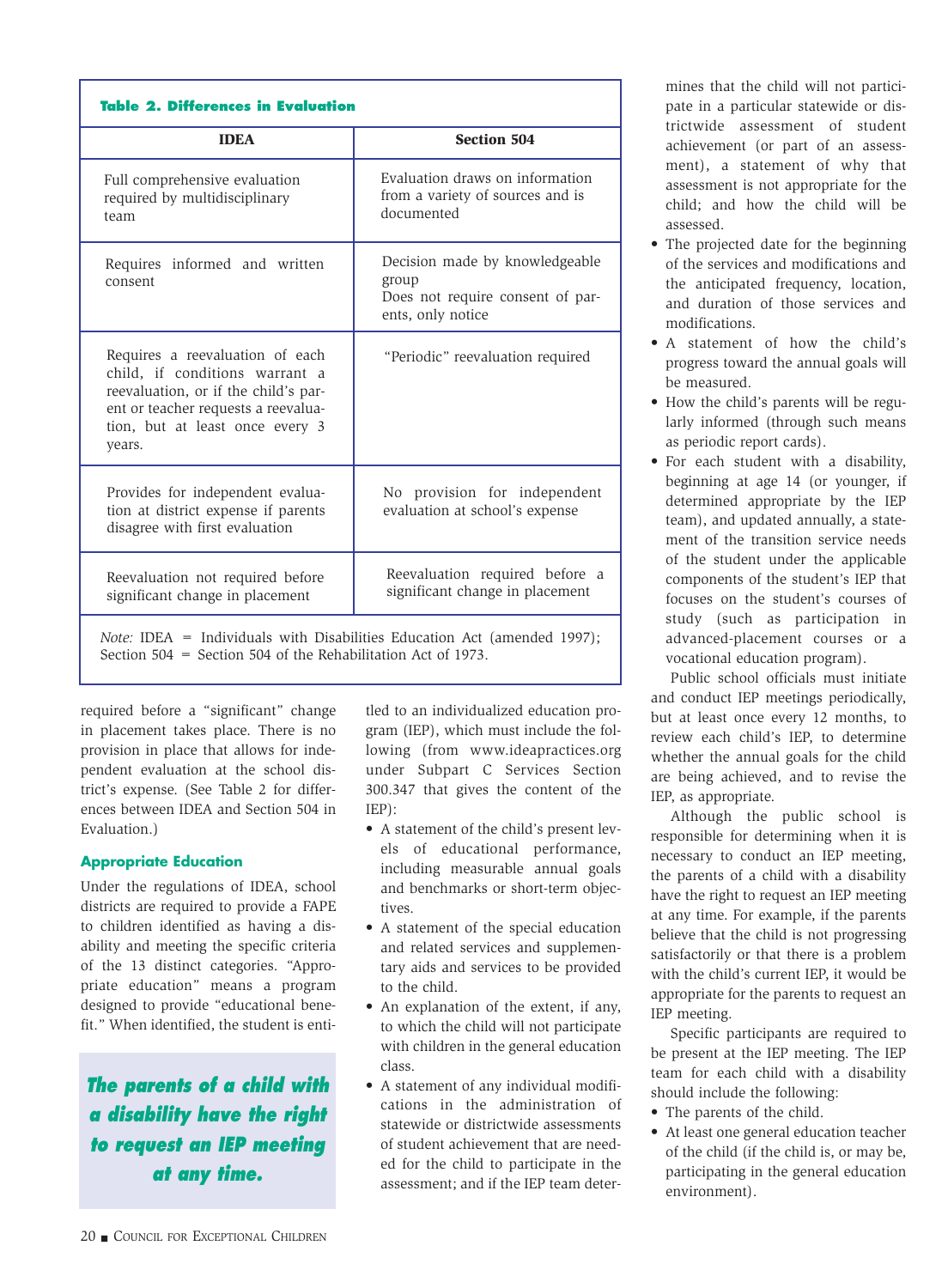**Table 2. Differences in Evaluation**

| IDEA | Section 504 |
|---|---|
| Full comprehensive evaluation required by multidisciplinary team | Evaluation draws on information from a variety of sources and is documented |
| Requires informed and written consent | Decision made by knowledgeable group<br>Does not require consent of parents, only notice |
| Requires a reevaluation of each child, if conditions warrant a reevaluation, or if the child's parent or teacher requests a reevaluation, but at least once every 3 years. | "Periodic" reevaluation required |
| Provides for independent evaluation at district expense if parents disagree with first evaluation | No provision for independent evaluation at school's expense |
| Reevaluation not required before significant change in placement | Reevaluation required before a significant change in placement |

*Note:* IDEA = Individuals with Disabilities Education Act (amended 1997); Section 504 = Section 504 of the Rehabilitation Act of 1973.

required before a "significant" change in placement takes place. There is no provision in place that allows for independent evaluation at the school district's expense. (See Table 2 for differences between IDEA and Section 504 in Evaluation.)

### Appropriate Education

Under the regulations of IDEA, school districts are required to provide a FAPE to children identified as having a disability and meeting the specific criteria of the 13 distinct categories. "Appropriate education" means a program designed to provide "educational benefit." When identified, the student is entitled to an individualized education program (IEP), which must include the following (from www.ideapractices.org under Subpart C Services Section 300.347 that gives the content of the IEP):

***The parents of a child with a disability have the right to request an IEP meeting at any time.***

- A statement of the child's present levels of educational performance, including measurable annual goals and benchmarks or short-term objectives.
- A statement of the special education and related services and supplementary aids and services to be provided to the child.
- An explanation of the extent, if any, to which the child will not participate with children in the general education class.
- A statement of any individual modifications in the administration of statewide or districtwide assessments of student achievement that are needed for the child to participate in the assessment; and if the IEP team determines that the child will not participate in a particular statewide or districtwide assessment of student achievement (or part of an assessment), a statement of why that assessment is not appropriate for the child; and how the child will be assessed.
- The projected date for the beginning of the services and modifications and the anticipated frequency, location, and duration of those services and modifications.
- A statement of how the child's progress toward the annual goals will be measured.
- How the child's parents will be regularly informed (through such means as periodic report cards).
- For each student with a disability, beginning at age 14 (or younger, if determined appropriate by the IEP team), and updated annually, a statement of the transition service needs of the student under the applicable components of the student's IEP that focuses on the student's courses of study (such as participation in advanced-placement courses or a vocational education program).

Public school officials must initiate and conduct IEP meetings periodically, but at least once every 12 months, to review each child's IEP, to determine whether the annual goals for the child are being achieved, and to revise the IEP, as appropriate.

Although the public school is responsible for determining when it is necessary to conduct an IEP meeting, the parents of a child with a disability have the right to request an IEP meeting at any time. For example, if the parents believe that the child is not progressing satisfactorily or that there is a problem with the child's current IEP, it would be appropriate for the parents to request an IEP meeting.

Specific participants are required to be present at the IEP meeting. The IEP team for each child with a disability should include the following:

- The parents of the child.
- At least one general education teacher of the child (if the child is, or may be, participating in the general education environment).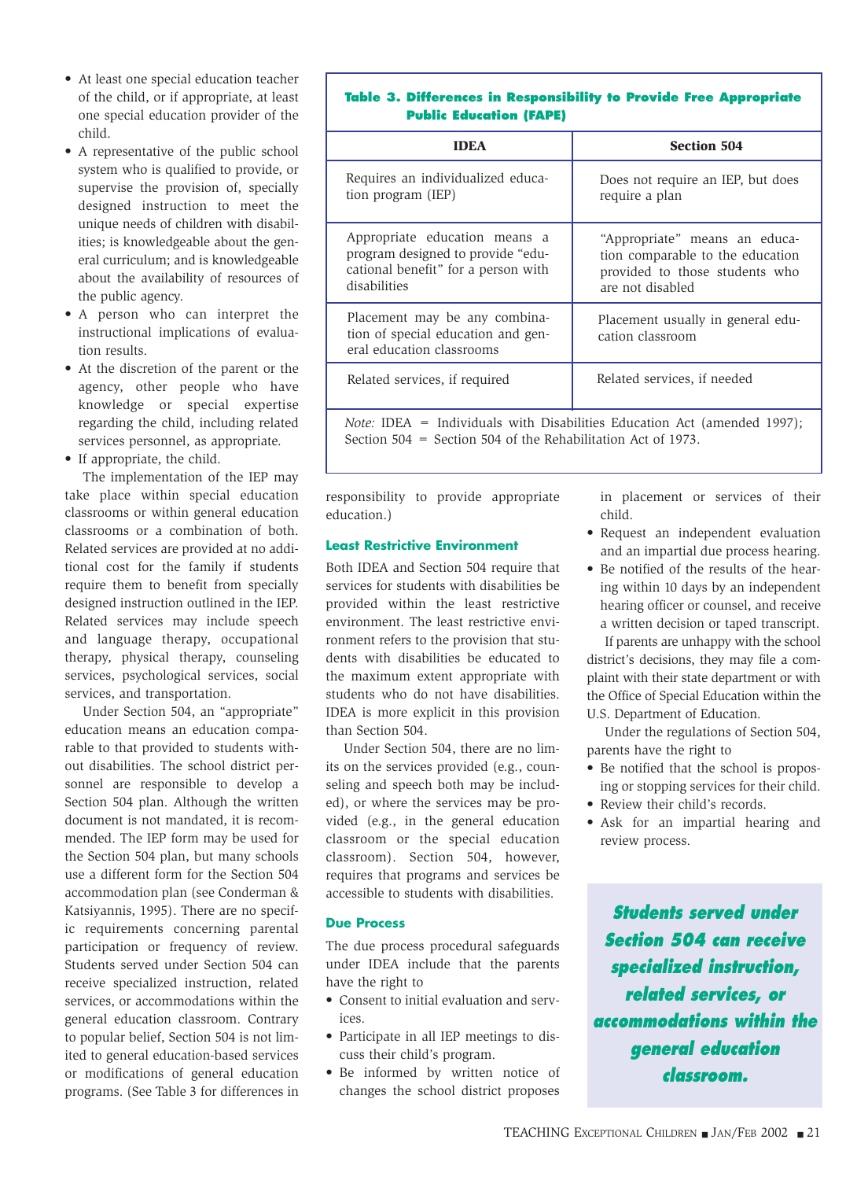- At least one special education teacher of the child, or if appropriate, at least one special education provider of the child.
- A representative of the public school system who is qualified to provide, or supervise the provision of, specially designed instruction to meet the unique needs of children with disabilities; is knowledgeable about the general curriculum; and is knowledgeable about the availability of resources of the public agency.
- A person who can interpret the instructional implications of evaluation results.
- At the discretion of the parent or the agency, other people who have knowledge or special expertise regarding the child, including related services personnel, as appropriate.
- If appropriate, the child.

The implementation of the IEP may take place within special education classrooms or within general education classrooms or a combination of both. Related services are provided at no additional cost for the family if students require them to benefit from specially designed instruction outlined in the IEP. Related services may include speech and language therapy, occupational therapy, physical therapy, counseling services, psychological services, social services, and transportation.

Under Section 504, an "appropriate" education means an education comparable to that provided to students without disabilities. The school district personnel are responsible to develop a Section 504 plan. Although the written document is not mandated, it is recommended. The IEP form may be used for the Section 504 plan, but many schools use a different form for the Section 504 accommodation plan (see Conderman & Katsiyannis, 1995). There are no specific requirements concerning parental participation or frequency of review. Students served under Section 504 can receive specialized instruction, related services, or accommodations within the general education classroom. Contrary to popular belief, Section 504 is not limited to general education-based services or modifications of general education programs. (See Table 3 for differences in responsibility to provide appropriate education.)

**Table 3. Differences in Responsibility to Provide Free Appropriate Public Education (FAPE)**

| IDEA | Section 504 |
|---|---|
| Requires an individualized education program (IEP) | Does not require an IEP, but does require a plan |
| Appropriate education means a program designed to provide "educational benefit" for a person with disabilities | "Appropriate" means an education comparable to the education provided to those students who are not disabled |
| Placement may be any combination of special education and general education classrooms | Placement usually in general education classroom |
| Related services, if required | Related services, if needed |

*Note:* IDEA = Individuals with Disabilities Education Act (amended 1997); Section 504 = Section 504 of the Rehabilitation Act of 1973.

### Least Restrictive Environment

Both IDEA and Section 504 require that services for students with disabilities be provided within the least restrictive environment. The least restrictive environment refers to the provision that students with disabilities be educated to the maximum extent appropriate with students who do not have disabilities. IDEA is more explicit in this provision than Section 504.

Under Section 504, there are no limits on the services provided (e.g., counseling and speech both may be included), or where the services may be provided (e.g., in the general education classroom or the special education classroom). Section 504, however, requires that programs and services be accessible to students with disabilities.

### Due Process

The due process procedural safeguards under IDEA include that the parents have the right to

- Consent to initial evaluation and services.
- Participate in all IEP meetings to discuss their child's program.
- Be informed by written notice of changes the school district proposes in placement or services of their child.
- Request an independent evaluation and an impartial due process hearing.
- Be notified of the results of the hearing within 10 days by an independent hearing officer or counsel, and receive a written decision or taped transcript.

If parents are unhappy with the school district's decisions, they may file a complaint with their state department or with the Office of Special Education within the U.S. Department of Education.

Under the regulations of Section 504, parents have the right to

- Be notified that the school is proposing or stopping services for their child.
- Review their child's records.
- Ask for an impartial hearing and review process.

***Students served under Section 504 can receive specialized instruction, related services, or accommodations within the general education classroom.***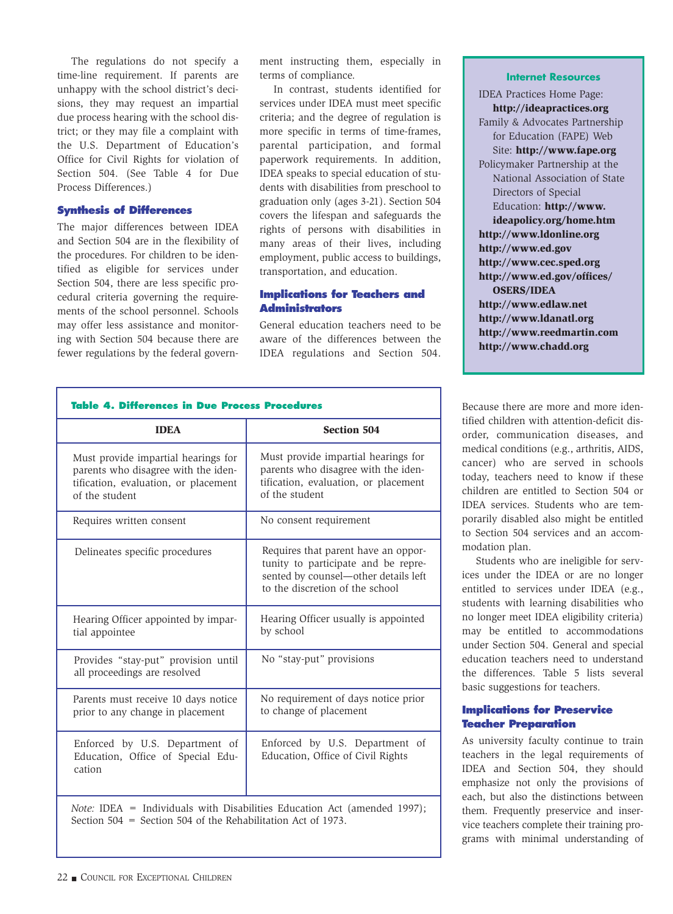The regulations do not specify a time-line requirement. If parents are unhappy with the school district's decisions, they may request an impartial due process hearing with the school district; or they may file a complaint with the U.S. Department of Education's Office for Civil Rights for violation of Section 504. (See Table 4 for Due Process Differences.)

### Synthesis of Differences

The major differences between IDEA and Section 504 are in the flexibility of the procedures. For children to be identified as eligible for services under Section 504, there are less specific procedural criteria governing the requirements of the school personnel. Schools may offer less assistance and monitoring with Section 504 because there are fewer regulations by the federal government instructing them, especially in terms of compliance.

In contrast, students identified for services under IDEA must meet specific criteria; and the degree of regulation is more specific in terms of time-frames, parental participation, and formal paperwork requirements. In addition, IDEA speaks to special education of students with disabilities from preschool to graduation only (ages 3-21). Section 504 covers the lifespan and safeguards the rights of persons with disabilities in many areas of their lives, including employment, public access to buildings, transportation, and education.

### Implications for Teachers and Administrators

General education teachers need to be aware of the differences between the IDEA regulations and Section 504. Because there are more and more identified children with attention-deficit disorder, communication diseases, and medical conditions (e.g., arthritis, AIDS, cancer) who are served in schools today, teachers need to know if these children are entitled to Section 504 or IDEA services. Students who are temporarily disabled also might be entitled to Section 504 services and an accommodation plan.

Students who are ineligible for services under the IDEA or are no longer entitled to services under IDEA (e.g., students with learning disabilities who no longer meet IDEA eligibility criteria) may be entitled to accommodations under Section 504. General and special education teachers need to understand the differences. Table 5 lists several basic suggestions for teachers.

### Implications for Preservice Teacher Preparation

As university faculty continue to train teachers in the legal requirements of IDEA and Section 504, they should emphasize not only the provisions of each, but also the distinctions between them. Frequently preservice and inservice teachers complete their training programs with minimal understanding of

**Table 4. Differences in Due Process Procedures**

| IDEA | Section 504 |
|---|---|
| Must provide impartial hearings for parents who disagree with the identification, evaluation, or placement of the student | Must provide impartial hearings for parents who disagree with the identification, evaluation, or placement of the student |
| Requires written consent | No consent requirement |
| Delineates specific procedures | Requires that parent have an opportunity to participate and be represented by counsel—other details left to the discretion of the school |
| Hearing Officer appointed by impartial appointee | Hearing Officer usually is appointed by school |
| Provides "stay-put" provision until all proceedings are resolved | No "stay-put" provisions |
| Parents must receive 10 days notice prior to any change in placement | No requirement of days notice prior to change of placement |
| Enforced by U.S. Department of Education, Office of Special Education | Enforced by U.S. Department of Education, Office of Civil Rights |

*Note:* IDEA = Individuals with Disabilities Education Act (amended 1997); Section 504 = Section 504 of the Rehabilitation Act of 1973.

**Internet Resources**

- IDEA Practices Home Page: **http://ideapractices.org**
- Family & Advocates Partnership for Education (FAPE) Web Site: **http://www.fape.org**
- Policymaker Partnership at the National Association of State Directors of Special Education: **http://www.ideapolicy.org/home.htm**
- **http://www.ldonline.org**
- **http://www.ed.gov**
- **http://www.cec.sped.org**
- **http://www.ed.gov/offices/OSERS/IDEA**
- **http://www.edlaw.net**
- **http://www.ldanatl.org**
- **http://www.reedmartin.com**
- **http://www.chadd.org**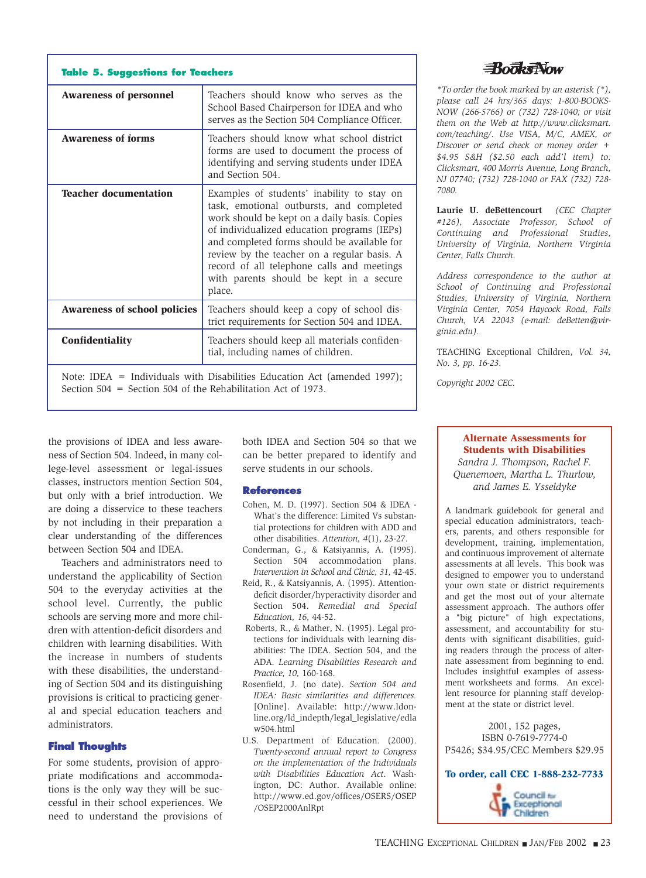**Table 5. Suggestions for Teachers**

| | |
|---|---|
| **Awareness of personnel** | Teachers should know who serves as the School Based Chairperson for IDEA and who serves as the Section 504 Compliance Officer. |
| **Awareness of forms** | Teachers should know what school district forms are used to document the process of identifying and serving students under IDEA and Section 504. |
| **Teacher documentation** | Examples of students' inability to stay on task, emotional outbursts, and completed work should be kept on a daily basis. Copies of individualized education programs (IEPs) and completed forms should be available for review by the teacher on a regular basis. A record of all telephone calls and meetings with parents should be kept in a secure place. |
| **Awareness of school policies** | Teachers should keep a copy of school district requirements for Section 504 and IDEA. |
| **Confidentiality** | Teachers should keep all materials confidential, including names of children. |

Note: IDEA = Individuals with Disabilities Education Act (amended 1997); Section 504 = Section 504 of the Rehabilitation Act of 1973.

the provisions of IDEA and less awareness of Section 504. Indeed, in many college-level assessment or legal-issues classes, instructors mention Section 504, but only with a brief introduction. We are doing a disservice to these teachers by not including in their preparation a clear understanding of the differences between Section 504 and IDEA.

Teachers and administrators need to understand the applicability of Section 504 to the everyday activities at the school level. Currently, the public schools are serving more and more children with attention-deficit disorders and children with learning disabilities. With the increase in numbers of students with these disabilities, the understanding of Section 504 and its distinguishing provisions is critical to practicing general and special education teachers and administrators.

## Final Thoughts

For some students, provision of appropriate modifications and accommodations is the only way they will be successful in their school experiences. We need to understand the provisions of both IDEA and Section 504 so that we can be better prepared to identify and serve students in our schools.

## References

Cohen, M. D. (1997). Section 504 & IDEA - What's the difference: Limited Vs substantial protections for children with ADD and other disabilities. *Attention, 4*(1), 23-27.

Conderman, G., & Katsiyannis, A. (1995). Section 504 accommodation plans. *Intervention in School and Clinic, 31*, 42-45.

Reid, R., & Katsiyannis, A. (1995). Attention-deficit disorder/hyperactivity disorder and Section 504. *Remedial and Special Education, 16*, 44-52.

Roberts, R., & Mather, N. (1995). Legal protections for individuals with learning disabilities: The IDEA. Section 504, and the ADA. *Learning Disabilities Research and Practice, 10*, 160-168.

Rosenfield, J. (no date). *Section 504 and IDEA: Basic similarities and differences.* [Online]. Available: http://www.ldonline.org/ld_indepth/legal_legislative/edlaw504.html

U.S. Department of Education. (2000). *Twenty-second annual report to Congress on the implementation of the Individuals with Disabilities Education Act*. Washington, DC: Author. Available online: http://www.ed.gov/offices/OSERS/OSEP/OSEP2000AnlRpt

**BooksNow**

*\*To order the book marked by an asterisk (\*), please call 24 hrs/365 days: 1-800-BOOKS-NOW (266-5766) or (732) 728-1040; or visit them on the Web at http://www.clicksmart.com/teaching/. Use VISA, M/C, AMEX, or Discover or send check or money order + $4.95 S&H ($2.50 each add'l item) to: Clicksmart, 400 Morris Avenue, Long Branch, NJ 07740; (732) 728-1040 or FAX (732) 728-7080.*

**Laurie U. deBettencourt** *(CEC Chapter #126), Associate Professor, School of Continuing and Professional Studies, University of Virginia, Northern Virginia Center, Falls Church.*

*Address correspondence to the author at School of Continuing and Professional Studies, University of Virginia, Northern Virginia Center, 7054 Haycock Road, Falls Church, VA 22043 (e-mail: deBetten@virginia.edu).*

TEACHING Exceptional Children, *Vol. 34, No. 3, pp. 16-23.*

*Copyright 2002 CEC.*

**Alternate Assessments for Students with Disabilities**

*Sandra J. Thompson, Rachel F. Quenemoen, Martha L. Thurlow, and James E. Ysseldyke*

A landmark guidebook for general and special education administrators, teachers, parents, and others responsible for development, training, implementation, and continuous improvement of alternate assessments at all levels. This book was designed to empower you to understand your own state or district requirements and get the most out of your alternate assessment approach. The authors offer a "big picture" of high expectations, assessment, and accountability for students with significant disabilities, guiding readers through the process of alternate assessment from beginning to end. Includes insightful examples of assessment worksheets and forms. An excellent resource for planning staff development at the state or district level.

2001, 152 pages,
ISBN 0-7619-7774-0
P5426; $34.95/CEC Members $29.95

**To order, call CEC 1-888-232-7733**

Council for Exceptional Children